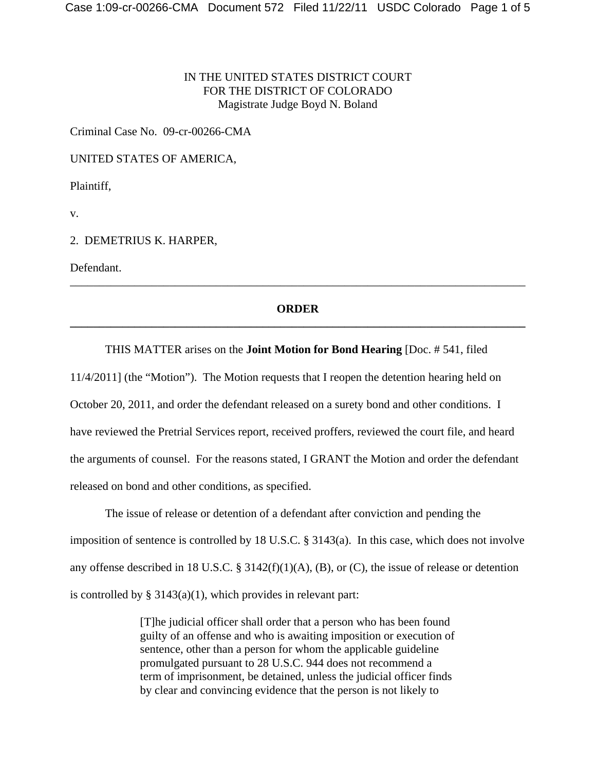IN THE UNITED STATES DISTRICT COURT
FOR THE DISTRICT OF COLORADO
Magistrate Judge Boyd N. Boland

Criminal Case No. 09-cr-00266-CMA

UNITED STATES OF AMERICA,

Plaintiff,

v.

2. DEMETRIUS K. HARPER,

Defendant.

---

**ORDER**

---

THIS MATTER arises on the **Joint Motion for Bond Hearing** [Doc. # 541, filed 11/4/2011] (the "Motion"). The Motion requests that I reopen the detention hearing held on October 20, 2011, and order the defendant released on a surety bond and other conditions. I have reviewed the Pretrial Services report, received proffers, reviewed the court file, and heard the arguments of counsel. For the reasons stated, I GRANT the Motion and order the defendant released on bond and other conditions, as specified.

The issue of release or detention of a defendant after conviction and pending the imposition of sentence is controlled by 18 U.S.C. § 3143(a). In this case, which does not involve any offense described in 18 U.S.C. § 3142(f)(1)(A), (B), or (C), the issue of release or detention is controlled by § 3143(a)(1), which provides in relevant part:

> [T]he judicial officer shall order that a person who has been found guilty of an offense and who is awaiting imposition or execution of sentence, other than a person for whom the applicable guideline promulgated pursuant to 28 U.S.C. 944 does not recommend a term of imprisonment, be detained, unless the judicial officer finds by clear and convincing evidence that the person is not likely to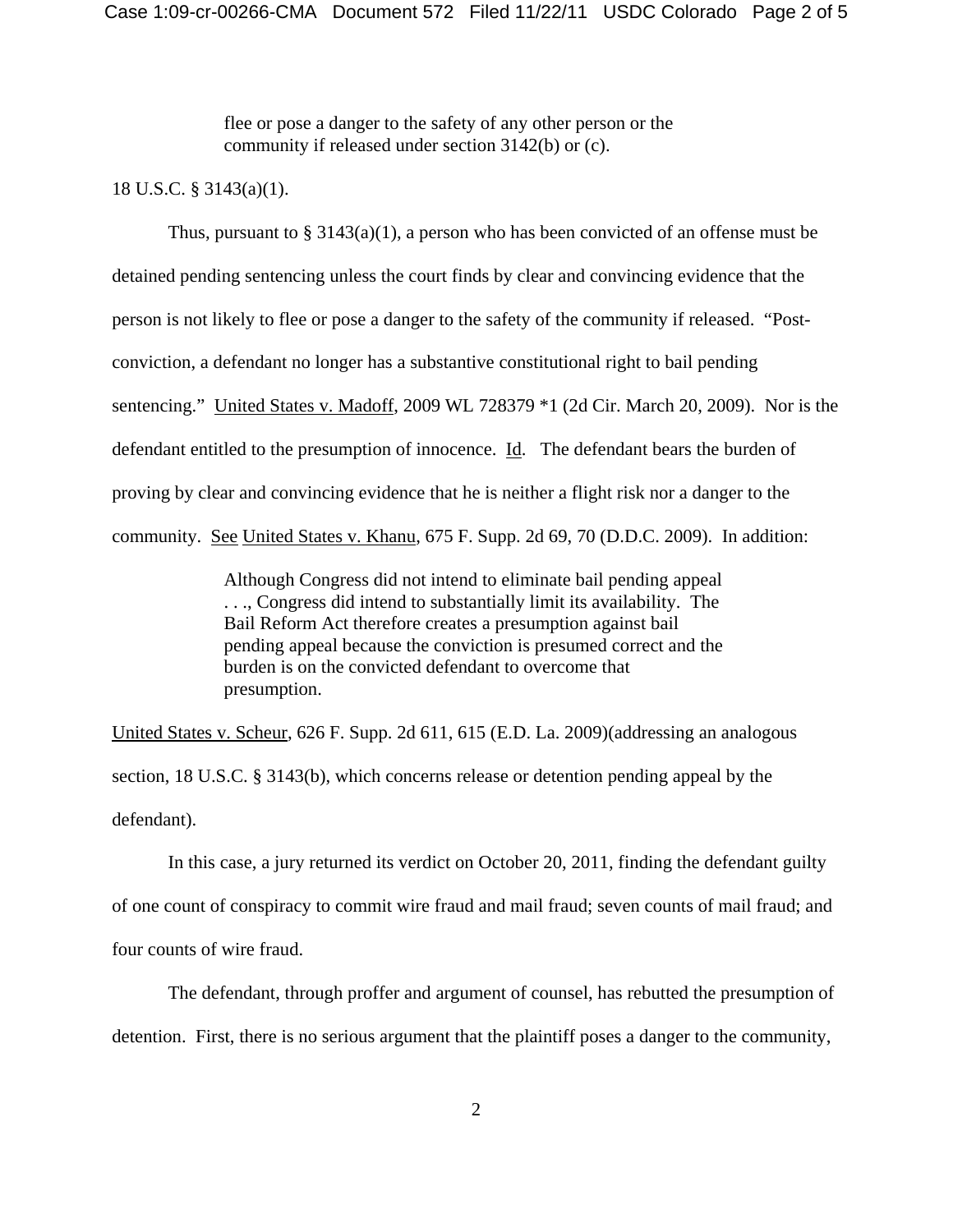> flee or pose a danger to the safety of any other person or the community if released under section 3142(b) or (c).

18 U.S.C. § 3143(a)(1).

Thus, pursuant to § 3143(a)(1), a person who has been convicted of an offense must be detained pending sentencing unless the court finds by clear and convincing evidence that the person is not likely to flee or pose a danger to the safety of the community if released. "Post-conviction, a defendant no longer has a substantive constitutional right to bail pending sentencing." United States v. Madoff, 2009 WL 728379 *1 (2d Cir. March 20, 2009). Nor is the defendant entitled to the presumption of innocence. Id. The defendant bears the burden of proving by clear and convincing evidence that he is neither a flight risk nor a danger to the community. See United States v. Khanu, 675 F. Supp. 2d 69, 70 (D.D.C. 2009). In addition:

> Although Congress did not intend to eliminate bail pending appeal . . ., Congress did intend to substantially limit its availability. The Bail Reform Act therefore creates a presumption against bail pending appeal because the conviction is presumed correct and the burden is on the convicted defendant to overcome that presumption.

United States v. Scheur, 626 F. Supp. 2d 611, 615 (E.D. La. 2009)(addressing an analogous section, 18 U.S.C. § 3143(b), which concerns release or detention pending appeal by the defendant).

In this case, a jury returned its verdict on October 20, 2011, finding the defendant guilty of one count of conspiracy to commit wire fraud and mail fraud; seven counts of mail fraud; and four counts of wire fraud.

The defendant, through proffer and argument of counsel, has rebutted the presumption of detention. First, there is no serious argument that the plaintiff poses a danger to the community,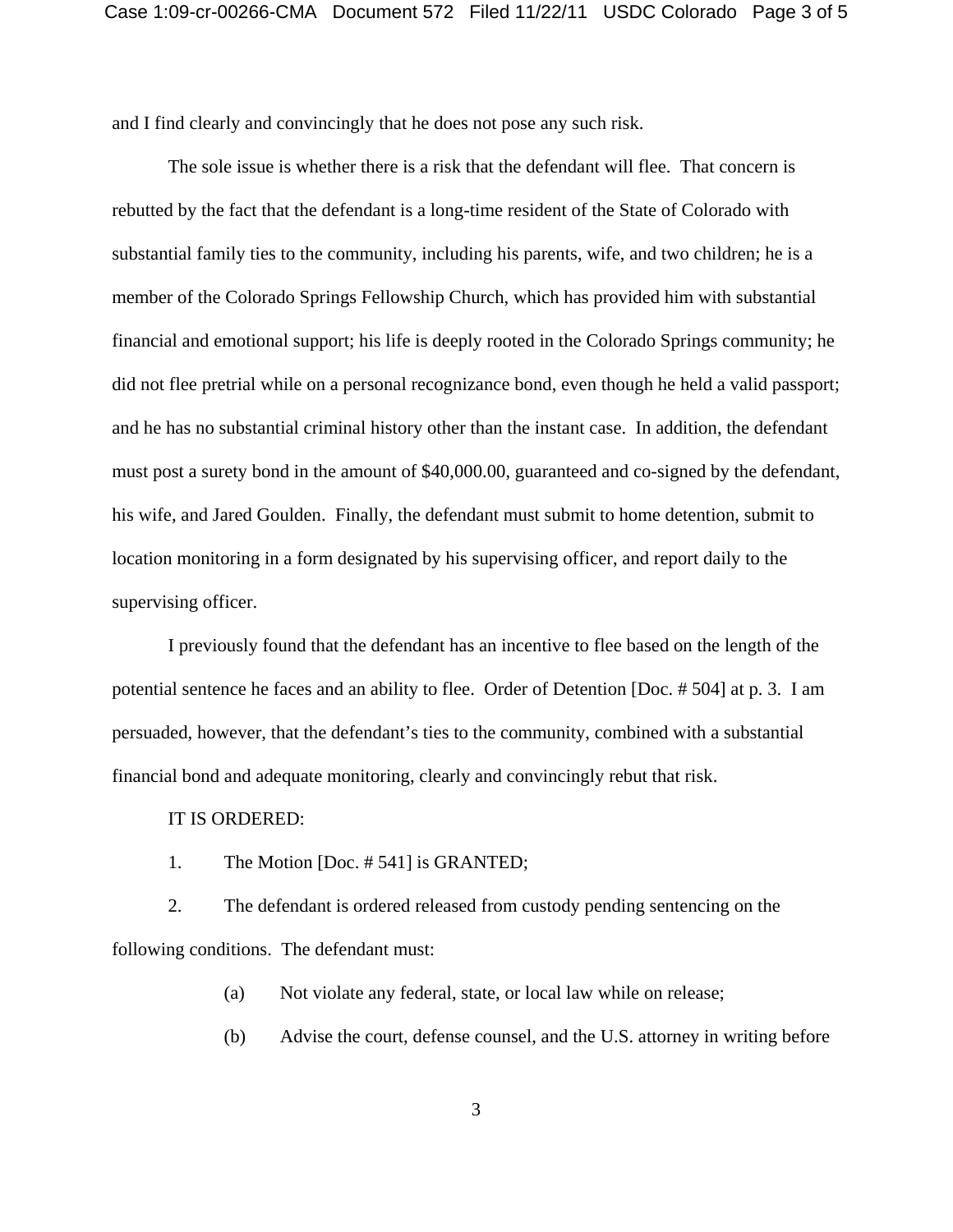and I find clearly and convincingly that he does not pose any such risk.

The sole issue is whether there is a risk that the defendant will flee. That concern is rebutted by the fact that the defendant is a long-time resident of the State of Colorado with substantial family ties to the community, including his parents, wife, and two children; he is a member of the Colorado Springs Fellowship Church, which has provided him with substantial financial and emotional support; his life is deeply rooted in the Colorado Springs community; he did not flee pretrial while on a personal recognizance bond, even though he held a valid passport; and he has no substantial criminal history other than the instant case. In addition, the defendant must post a surety bond in the amount of $40,000.00, guaranteed and co-signed by the defendant, his wife, and Jared Goulden. Finally, the defendant must submit to home detention, submit to location monitoring in a form designated by his supervising officer, and report daily to the supervising officer.

I previously found that the defendant has an incentive to flee based on the length of the potential sentence he faces and an ability to flee. Order of Detention [Doc. # 504] at p. 3. I am persuaded, however, that the defendant's ties to the community, combined with a substantial financial bond and adequate monitoring, clearly and convincingly rebut that risk.

IT IS ORDERED:

1. The Motion [Doc. # 541] is GRANTED;

2. The defendant is ordered released from custody pending sentencing on the following conditions. The defendant must:

   (a) Not violate any federal, state, or local law while on release;

   (b) Advise the court, defense counsel, and the U.S. attorney in writing before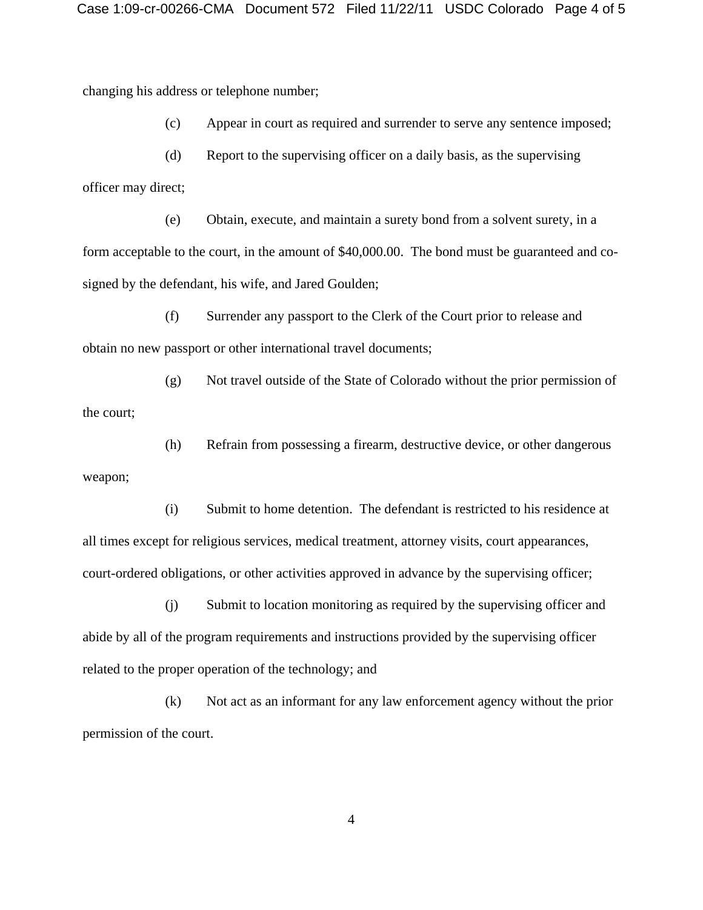changing his address or telephone number;

(c) Appear in court as required and surrender to serve any sentence imposed;

(d) Report to the supervising officer on a daily basis, as the supervising officer may direct;

(e) Obtain, execute, and maintain a surety bond from a solvent surety, in a form acceptable to the court, in the amount of $40,000.00. The bond must be guaranteed and co-signed by the defendant, his wife, and Jared Goulden;

(f) Surrender any passport to the Clerk of the Court prior to release and obtain no new passport or other international travel documents;

(g) Not travel outside of the State of Colorado without the prior permission of the court;

(h) Refrain from possessing a firearm, destructive device, or other dangerous weapon;

(i) Submit to home detention. The defendant is restricted to his residence at all times except for religious services, medical treatment, attorney visits, court appearances, court-ordered obligations, or other activities approved in advance by the supervising officer;

(j) Submit to location monitoring as required by the supervising officer and abide by all of the program requirements and instructions provided by the supervising officer related to the proper operation of the technology; and

(k) Not act as an informant for any law enforcement agency without the prior permission of the court.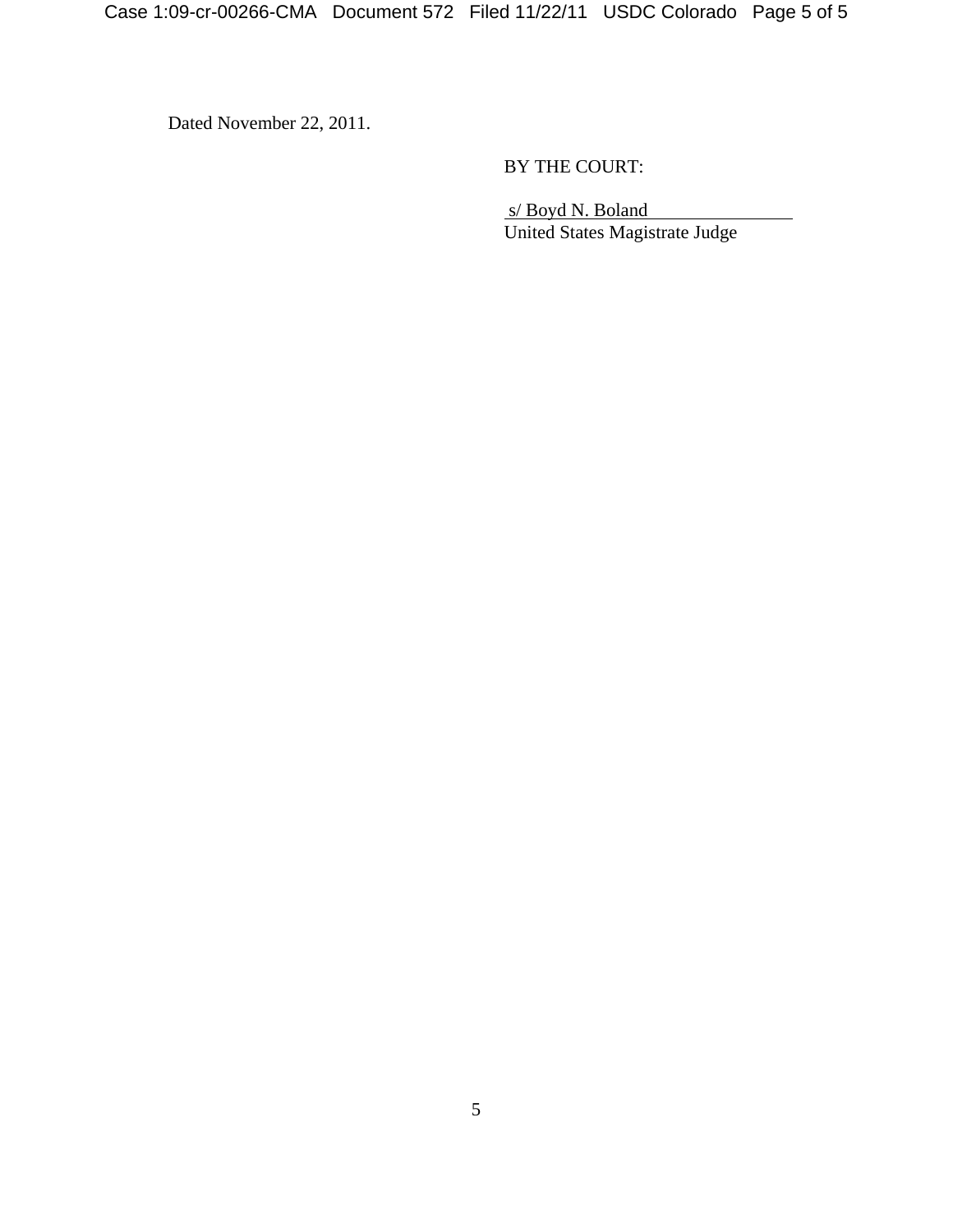Dated November 22, 2011.

BY THE COURT:

s/ Boyd N. Boland
United States Magistrate Judge